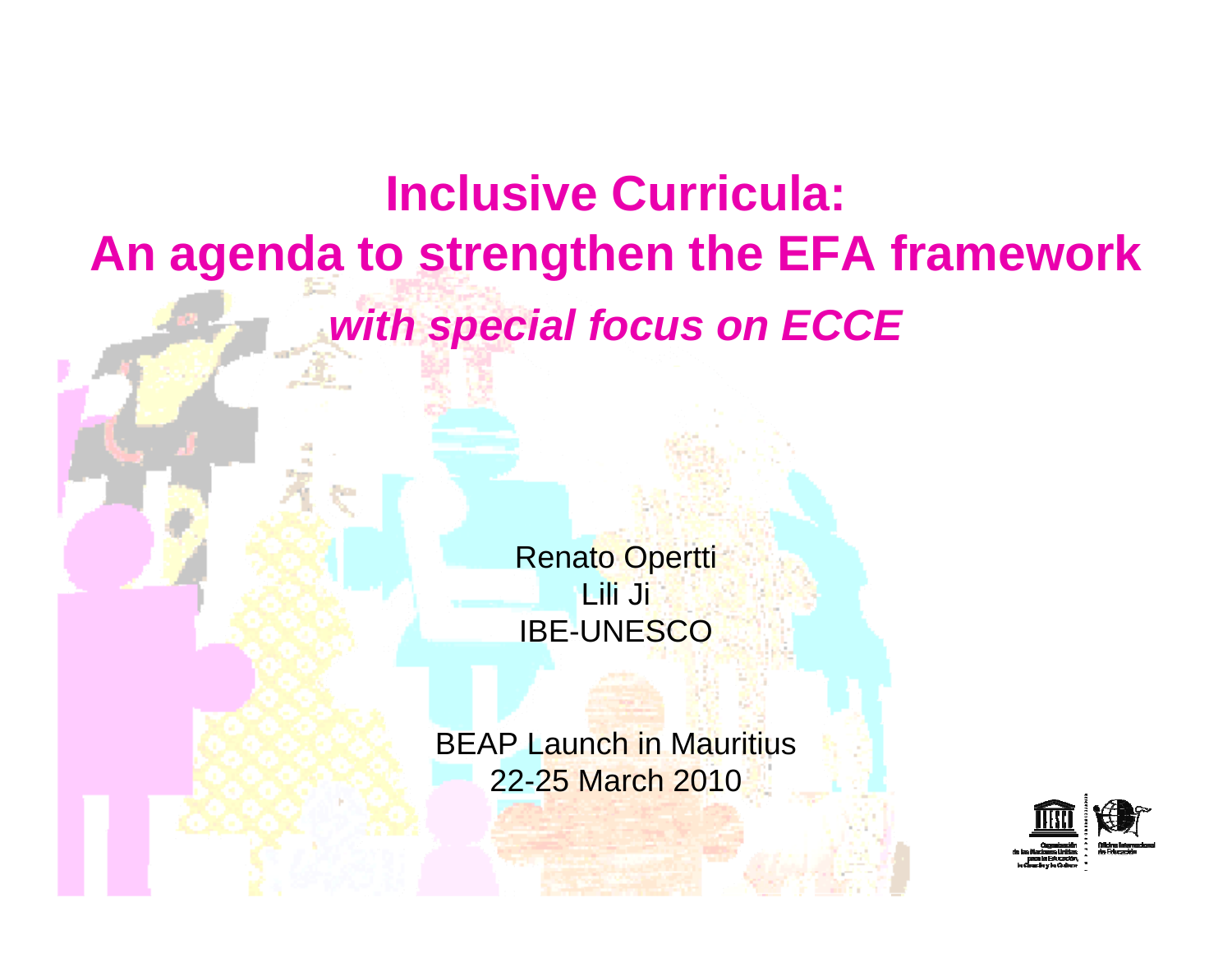# Inclusive Curricula: An agenda to strengthen the EFA framework

## *with special focus on ECCE*

Renato Opertti
Lili Ji
IBE-UNESCO

BEAP Launch in Mauritius
22-25 March 2010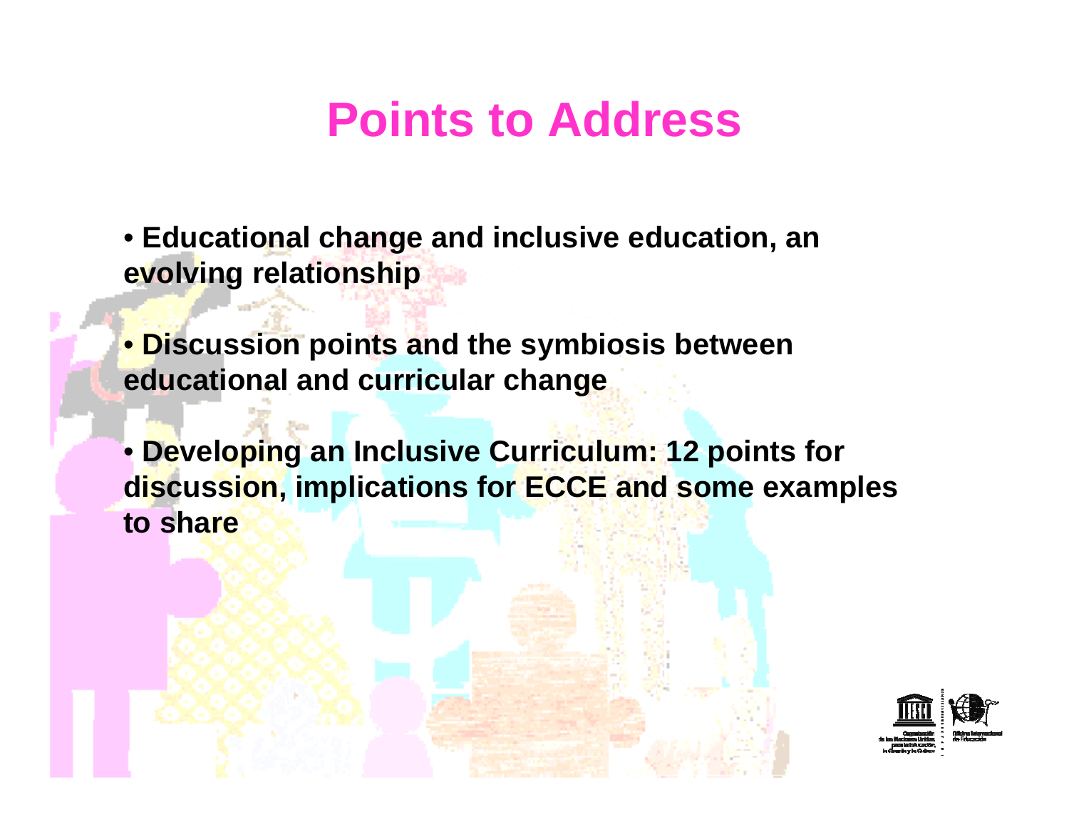# Points to Address

- **Educational change and inclusive education, an evolving relationship**

- **Discussion points and the symbiosis between educational and curricular change**

- **Developing an Inclusive Curriculum: 12 points for discussion, implications for ECCE and some examples to share**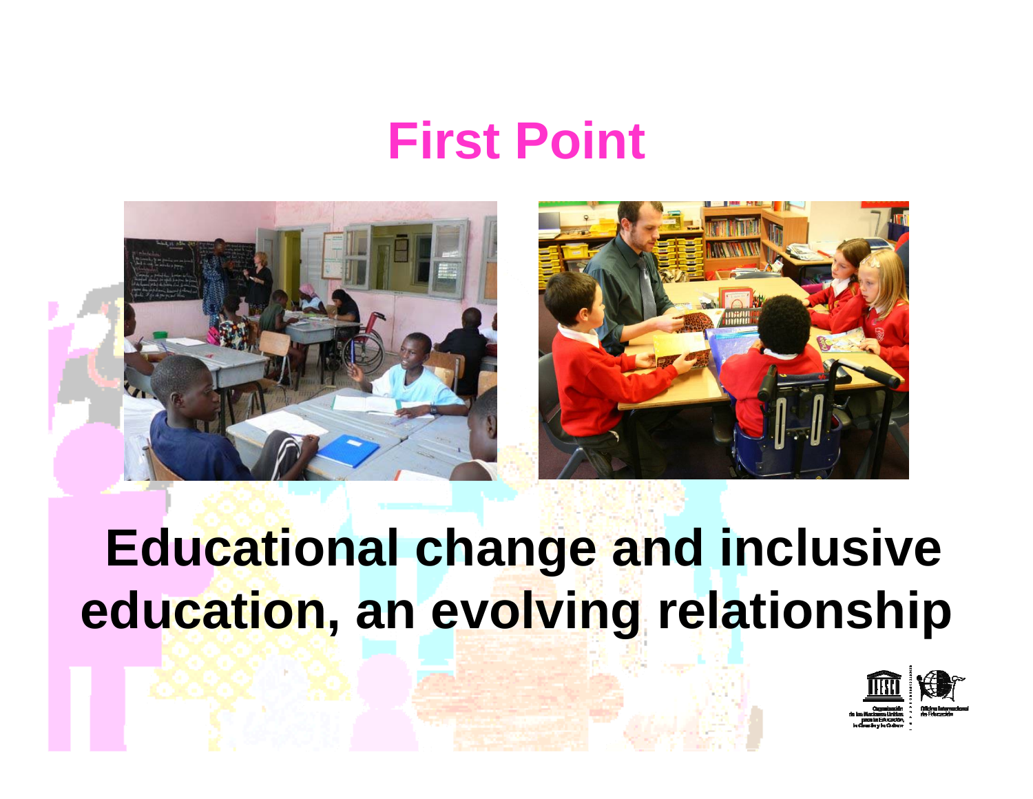# First Point

**Educational change and inclusive education, an evolving relationship**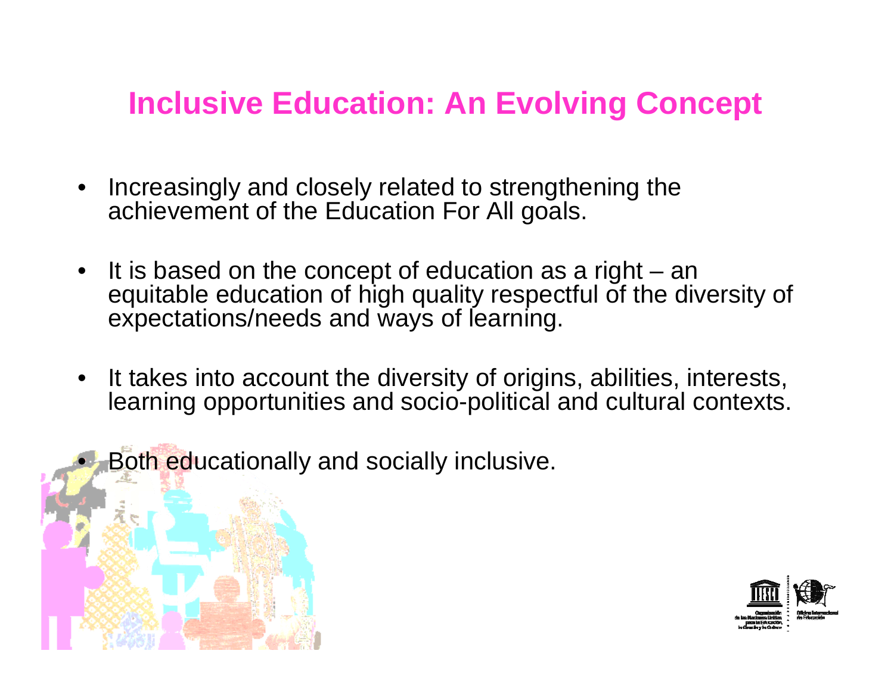## Inclusive Education: An Evolving Concept

- Increasingly and closely related to strengthening the achievement of the Education For All goals.
- It is based on the concept of education as a right – an equitable education of high quality respectful of the diversity of expectations/needs and ways of learning.
- It takes into account the diversity of origins, abilities, interests, learning opportunities and socio-political and cultural contexts.
- Both educationally and socially inclusive.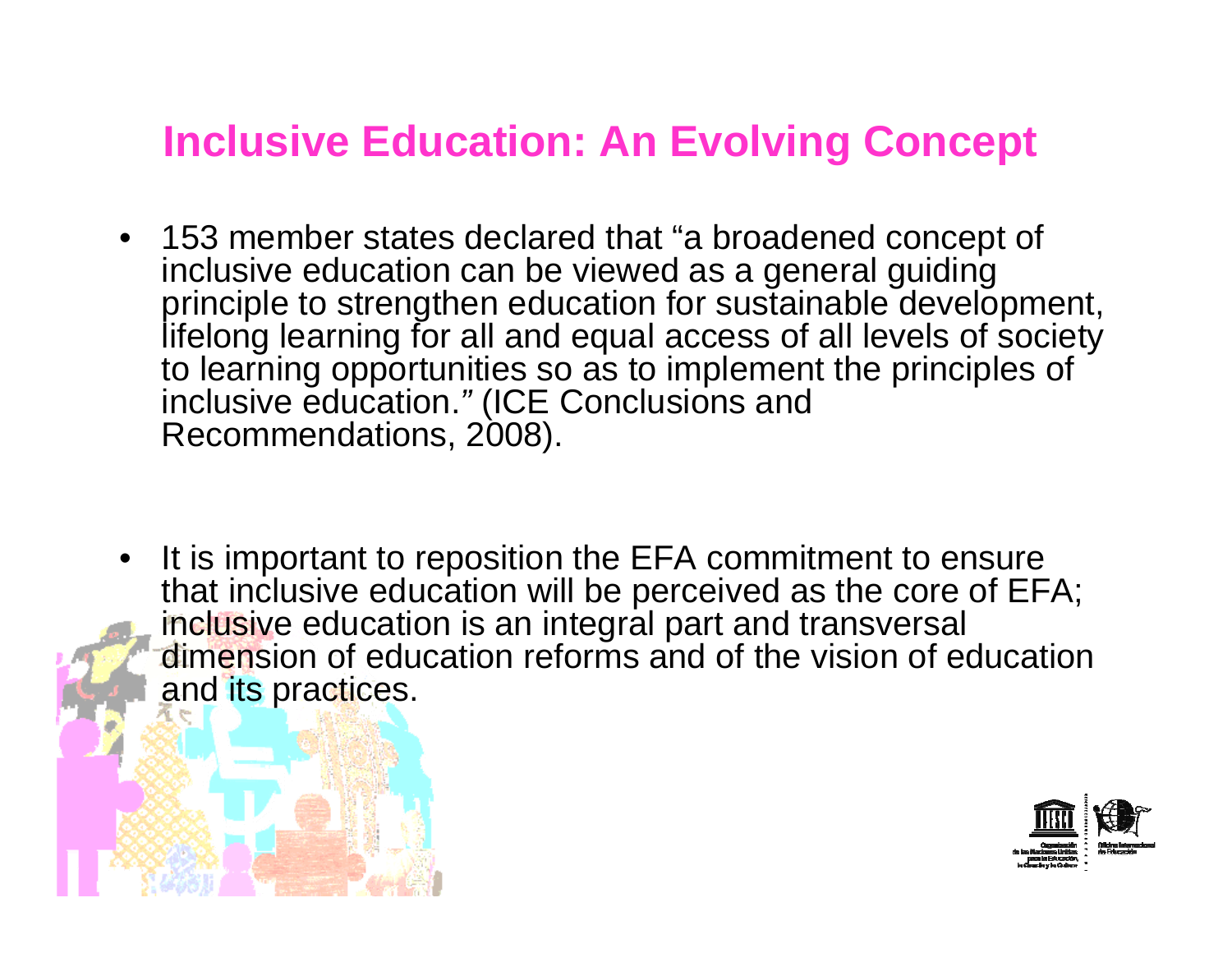# Inclusive Education: An Evolving Concept

- 153 member states declared that "a broadened concept of inclusive education can be viewed as a general guiding principle to strengthen education for sustainable development, lifelong learning for all and equal access of all levels of society to learning opportunities so as to implement the principles of inclusive education." (ICE Conclusions and Recommendations, 2008).

- It is important to reposition the EFA commitment to ensure that inclusive education will be perceived as the core of EFA; inclusive education is an integral part and transversal dimension of education reforms and of the vision of education and its practices.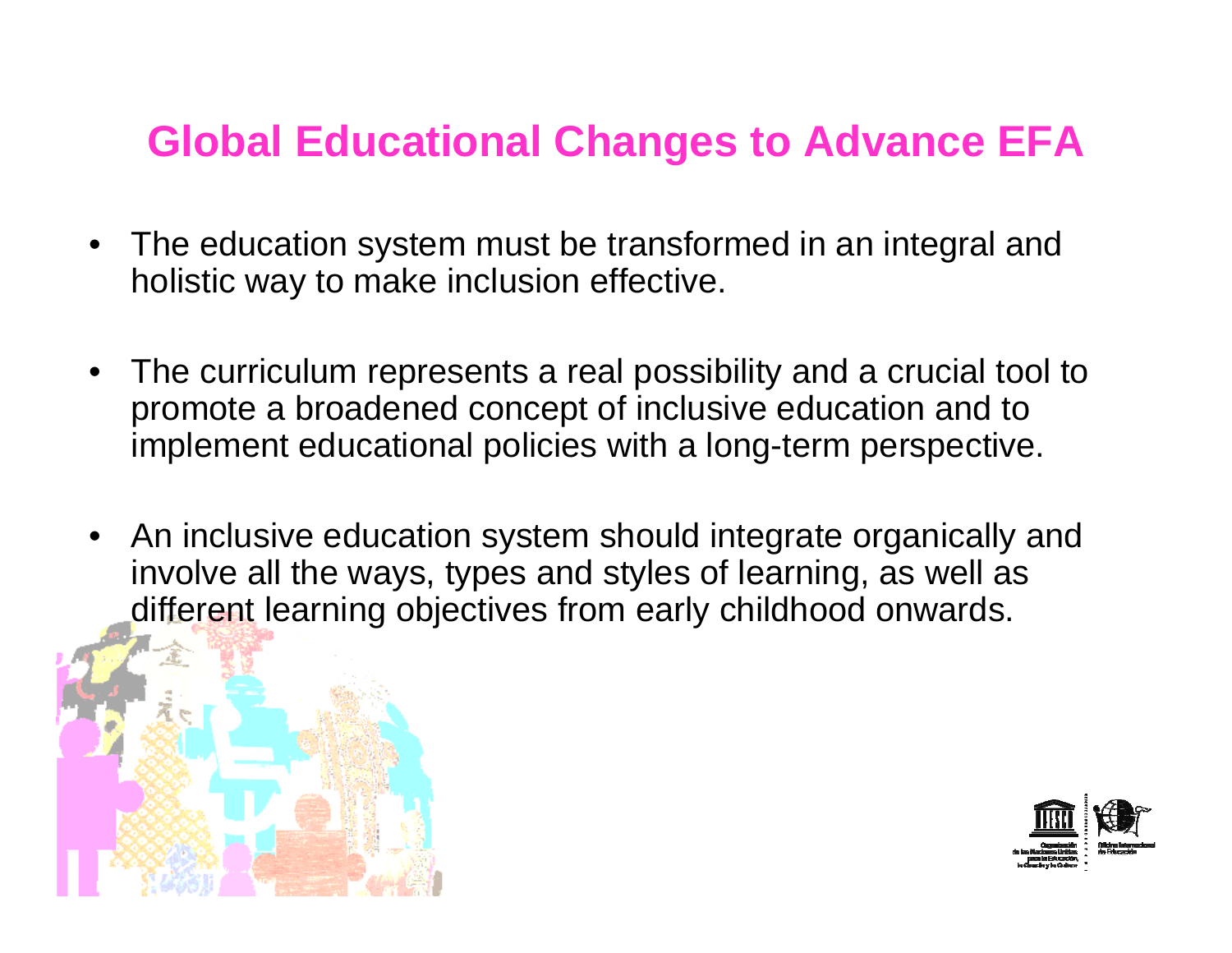# Global Educational Changes to Advance EFA

- The education system must be transformed in an integral and holistic way to make inclusion effective.
- The curriculum represents a real possibility and a crucial tool to promote a broadened concept of inclusive education and to implement educational policies with a long-term perspective.
- An inclusive education system should integrate organically and involve all the ways, types and styles of learning, as well as different learning objectives from early childhood onwards.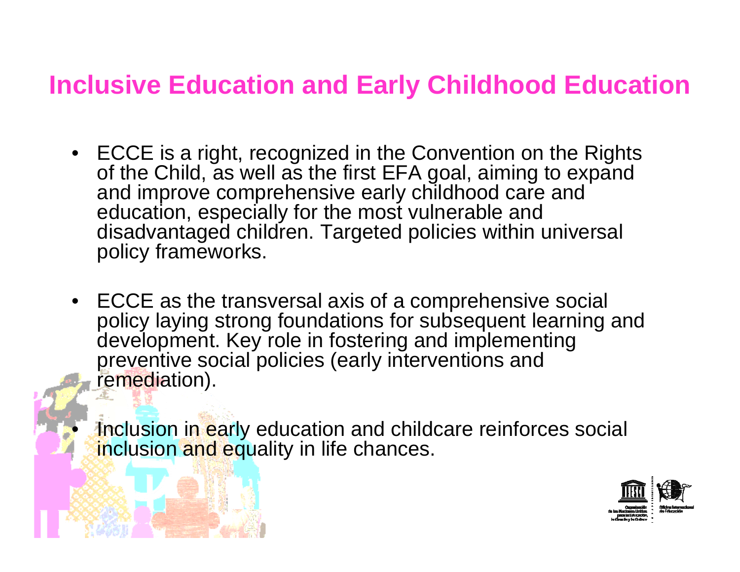# Inclusive Education and Early Childhood Education

- ECCE is a right, recognized in the Convention on the Rights of the Child, as well as the first EFA goal, aiming to expand and improve comprehensive early childhood care and education, especially for the most vulnerable and disadvantaged children. Targeted policies within universal policy frameworks.
- ECCE as the transversal axis of a comprehensive social policy laying strong foundations for subsequent learning and development. Key role in fostering and implementing preventive social policies (early interventions and remediation).
- Inclusion in early education and childcare reinforces social inclusion and equality in life chances.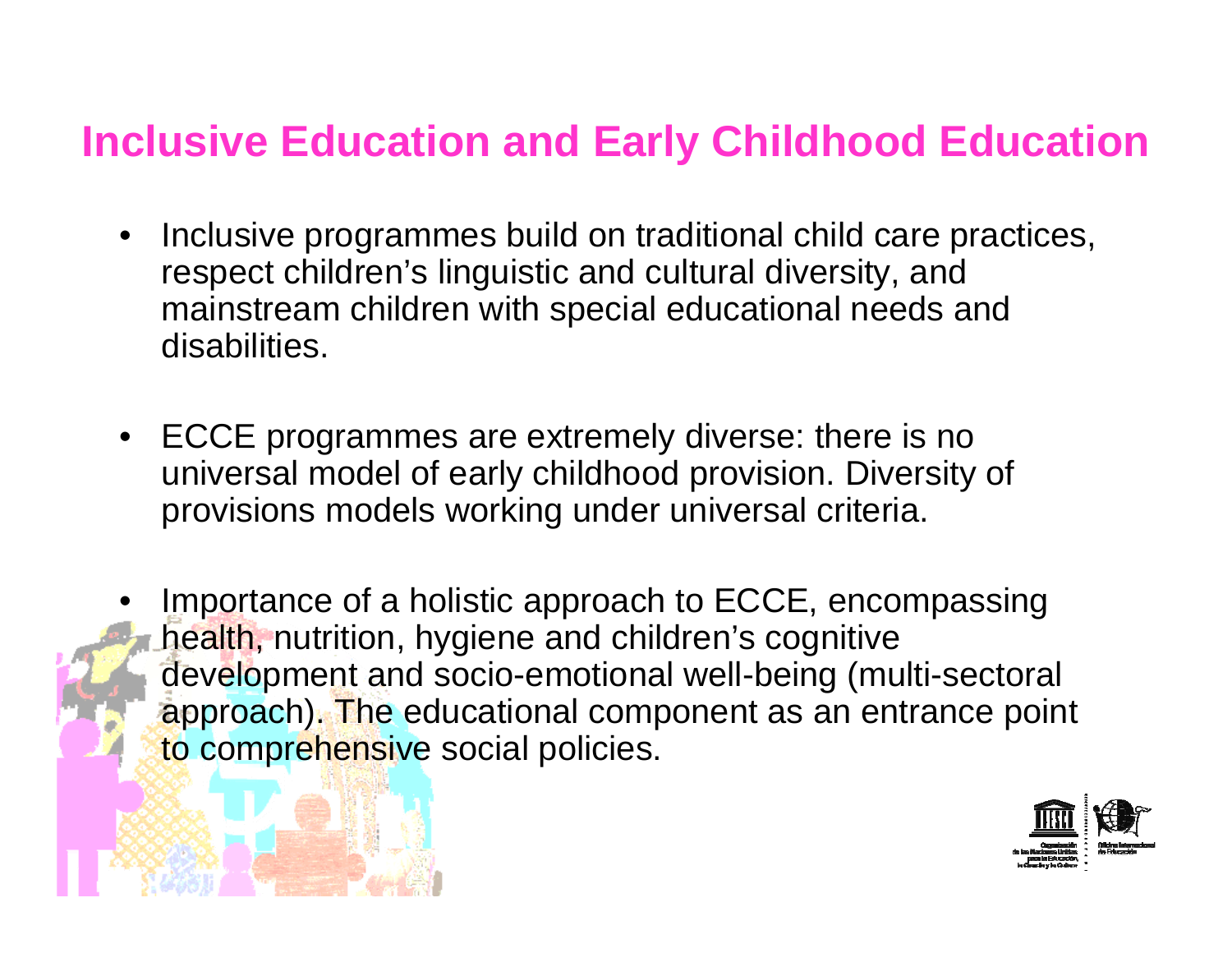# Inclusive Education and Early Childhood Education

- Inclusive programmes build on traditional child care practices, respect children's linguistic and cultural diversity, and mainstream children with special educational needs and disabilities.

- ECCE programmes are extremely diverse: there is no universal model of early childhood provision. Diversity of provisions models working under universal criteria.

- Importance of a holistic approach to ECCE, encompassing health, nutrition, hygiene and children's cognitive development and socio-emotional well-being (multi-sectoral approach). The educational component as an entrance point to comprehensive social policies.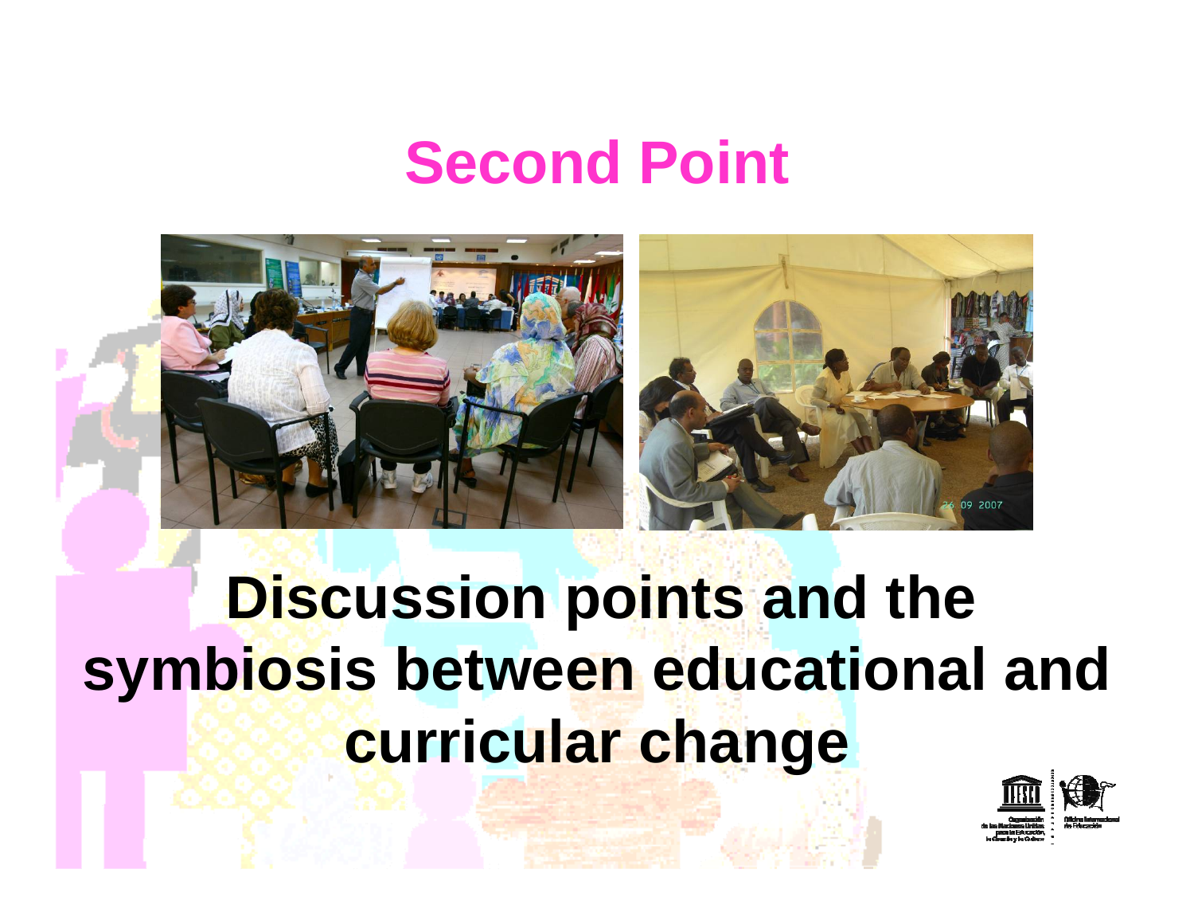# Second Point

## Discussion points and the symbiosis between educational and curricular change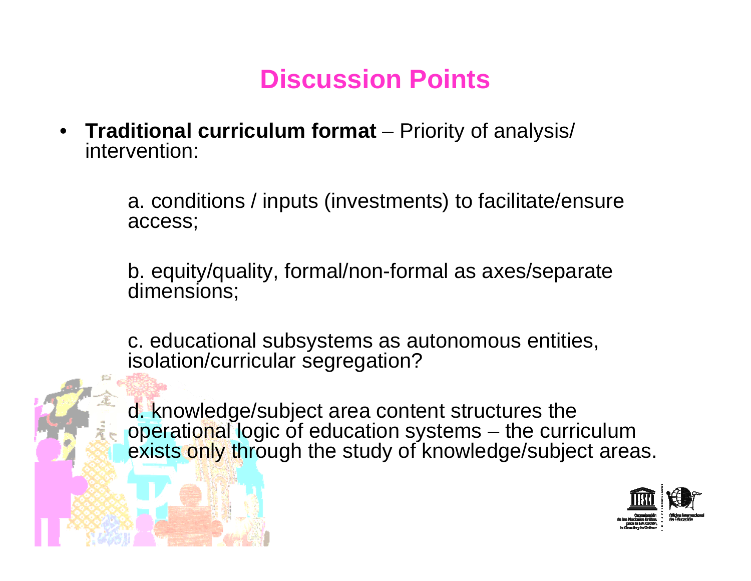# Discussion Points

- **Traditional curriculum format** – Priority of analysis/ intervention:

  a. conditions / inputs (investments) to facilitate/ensure access;

  b. equity/quality, formal/non-formal as axes/separate dimensions;

  c. educational subsystems as autonomous entities, isolation/curricular segregation?

  d. knowledge/subject area content structures the operational logic of education systems – the curriculum exists only through the study of knowledge/subject areas.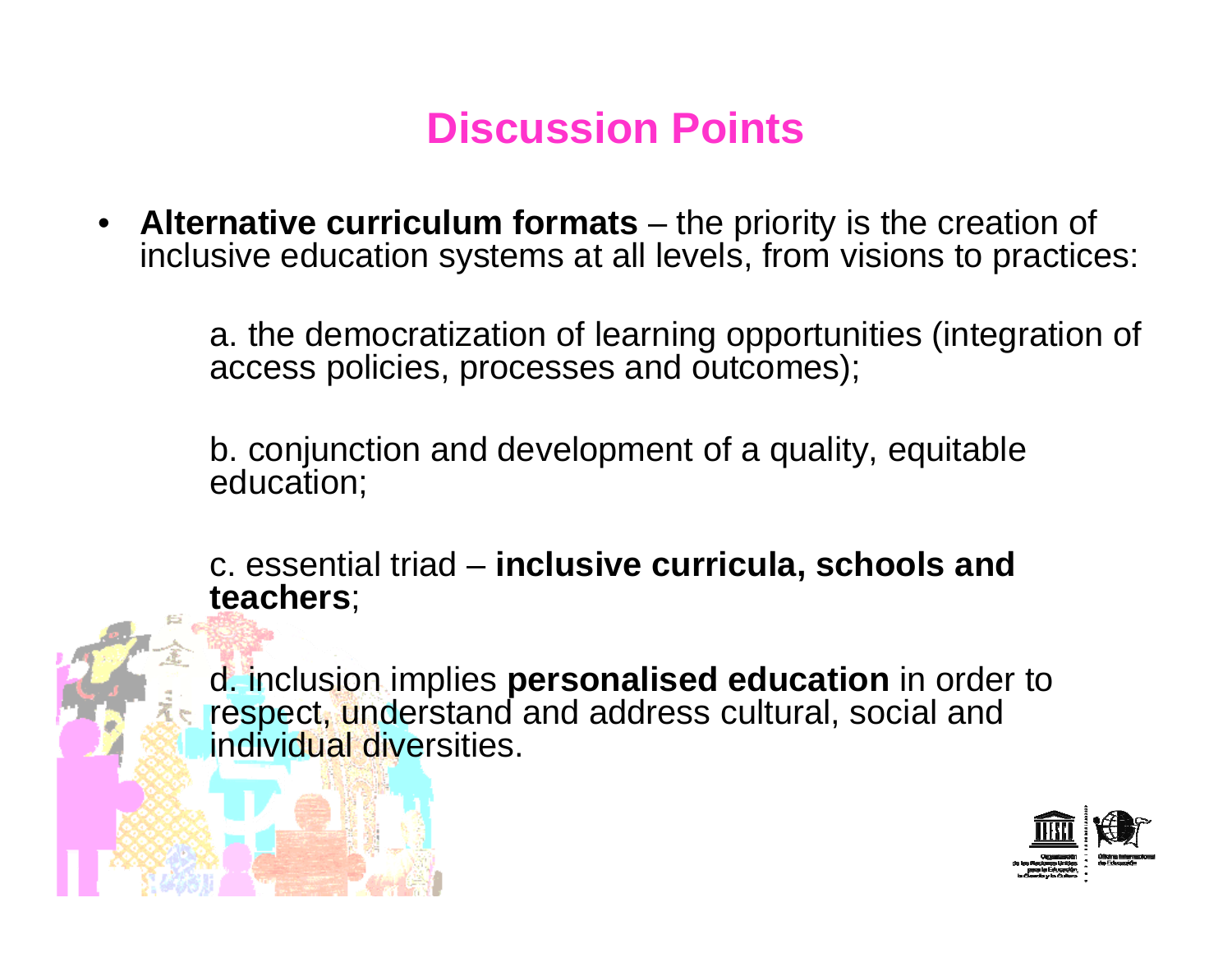# Discussion Points

- **Alternative curriculum formats** – the priority is the creation of inclusive education systems at all levels, from visions to practices:

  a. the democratization of learning opportunities (integration of access policies, processes and outcomes);

  b. conjunction and development of a quality, equitable education;

  c. essential triad – **inclusive curricula, schools and teachers**;

  d. inclusion implies **personalised education** in order to respect, understand and address cultural, social and individual diversities.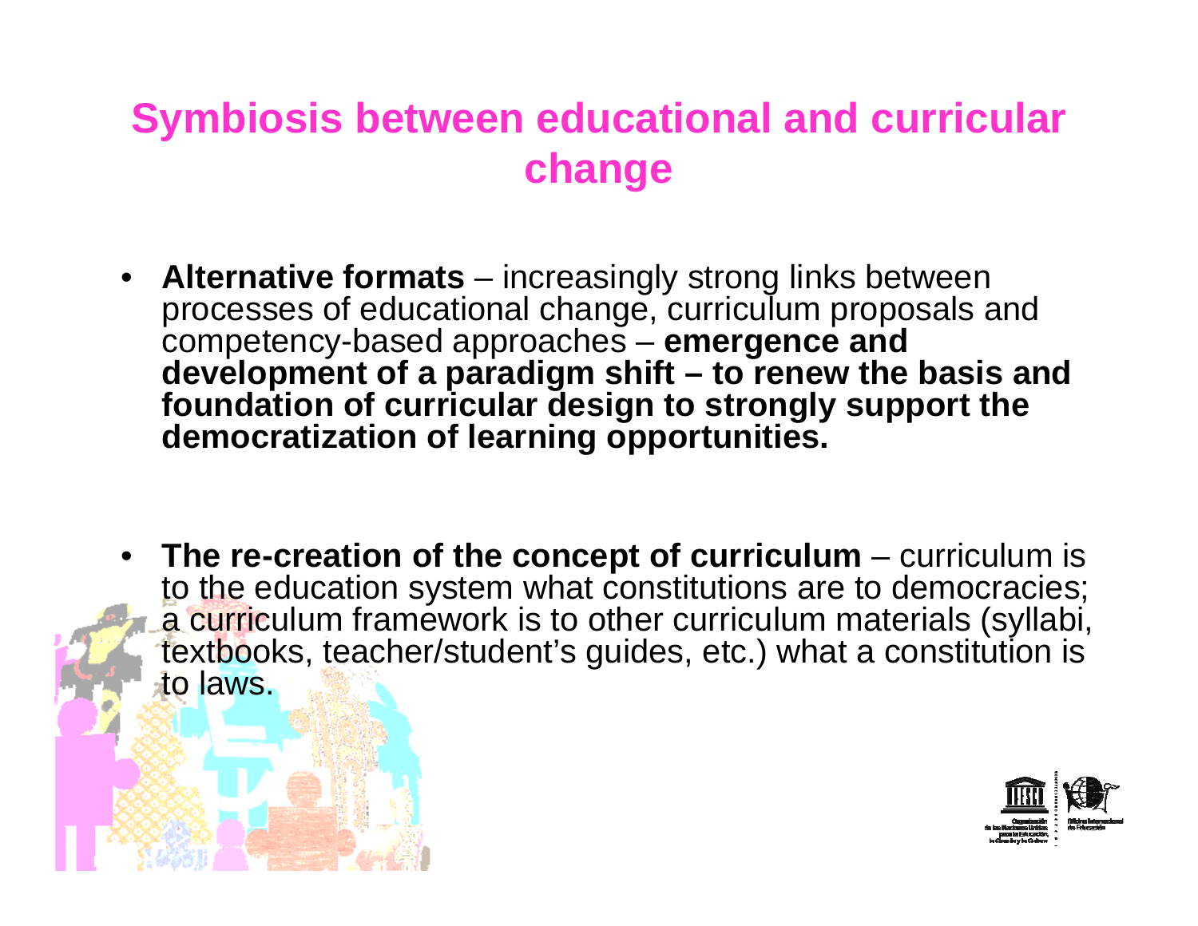# Symbiosis between educational and curricular change

- **Alternative formats** – increasingly strong links between processes of educational change, curriculum proposals and competency-based approaches – **emergence and development of a paradigm shift – to renew the basis and foundation of curricular design to strongly support the democratization of learning opportunities.**

- **The re-creation of the concept of curriculum** – curriculum is to the education system what constitutions are to democracies; a curriculum framework is to other curriculum materials (syllabi, textbooks, teacher/student's guides, etc.) what a constitution is to laws.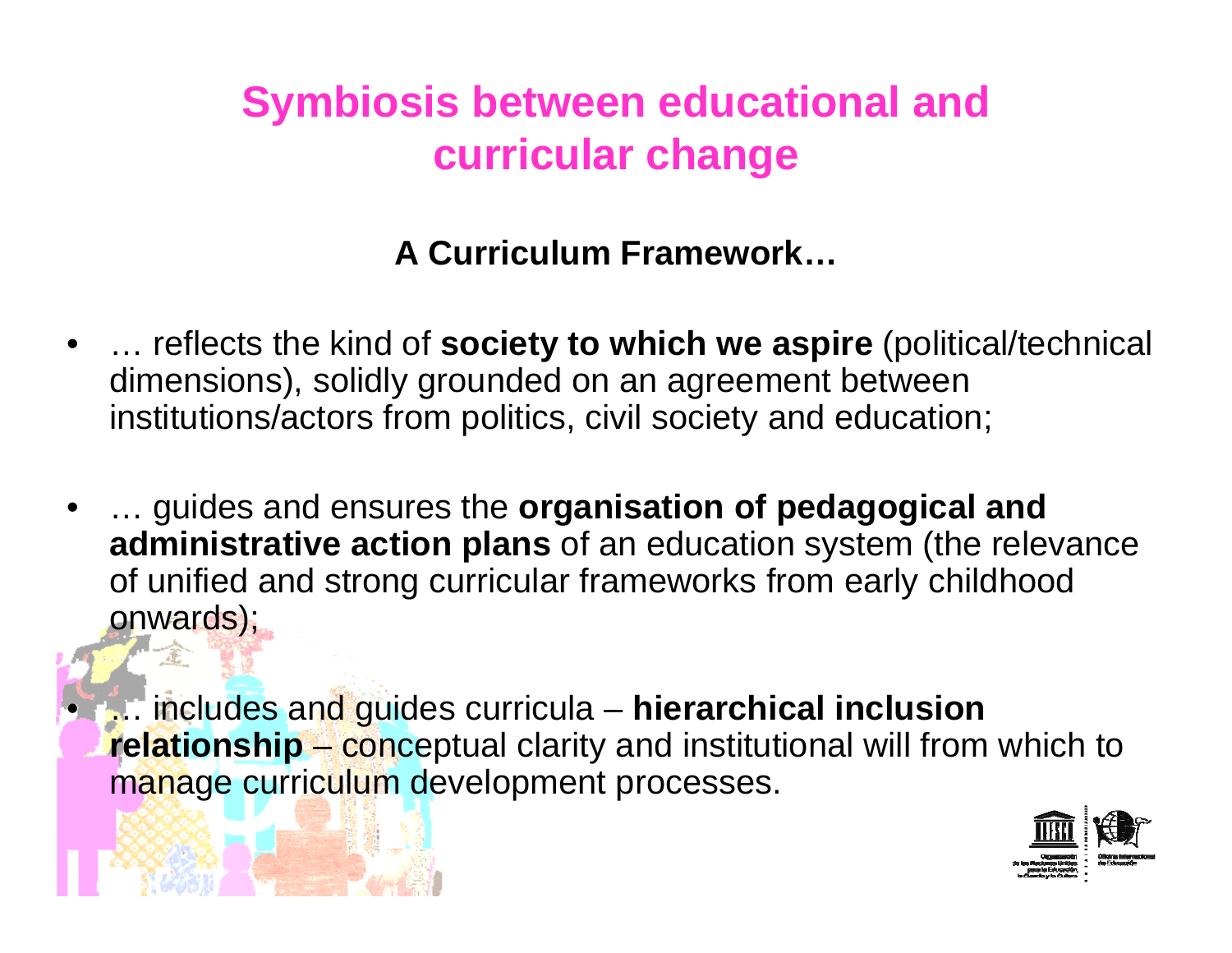# Symbiosis between educational and curricular change

**A Curriculum Framework…**

- … reflects the kind of **society to which we aspire** (political/technical dimensions), solidly grounded on an agreement between institutions/actors from politics, civil society and education;
- … guides and ensures the **organisation of pedagogical and administrative action plans** of an education system (the relevance of unified and strong curricular frameworks from early childhood onwards);
- … includes and guides curricula – **hierarchical inclusion relationship** – conceptual clarity and institutional will from which to manage curriculum development processes.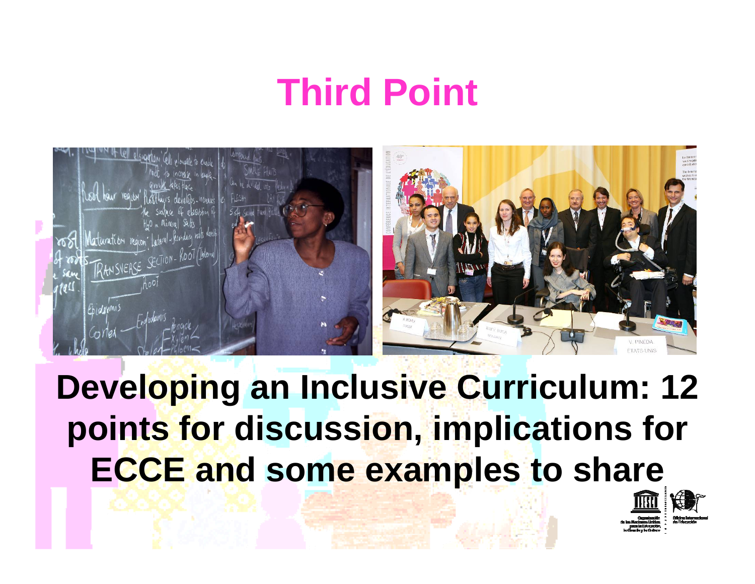# Third Point

**Developing an Inclusive Curriculum: 12 points for discussion, implications for ECCE and some examples to share**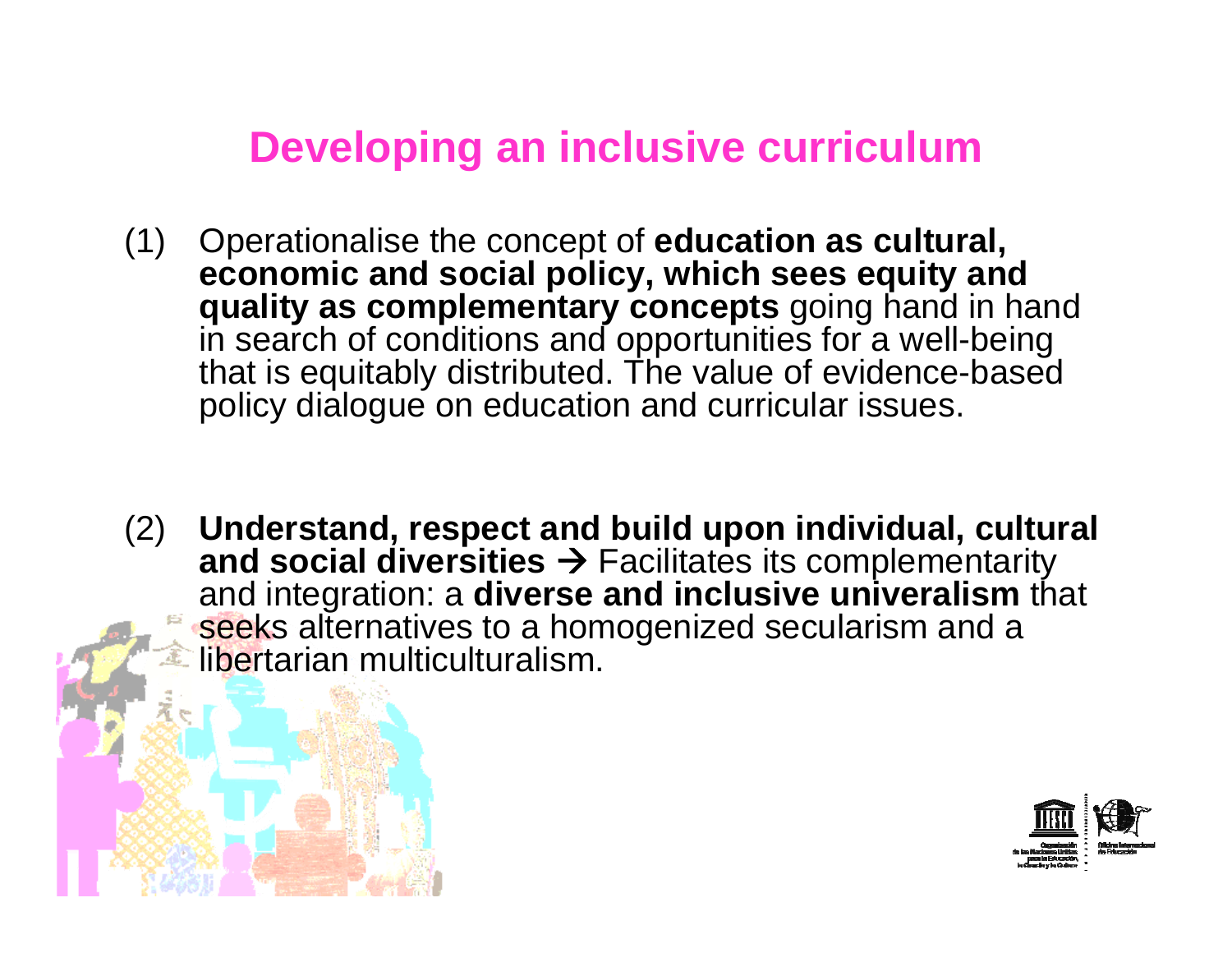# Developing an inclusive curriculum

(1) Operationalise the concept of **education as cultural, economic and social policy, which sees equity and quality as complementary concepts** going hand in hand in search of conditions and opportunities for a well-being that is equitably distributed. The value of evidence-based policy dialogue on education and curricular issues.

(2) **Understand, respect and build upon individual, cultural and social diversities** → Facilitates its complementarity and integration: a **diverse and inclusive univeralism** that seeks alternatives to a homogenized secularism and a libertarian multiculturalism.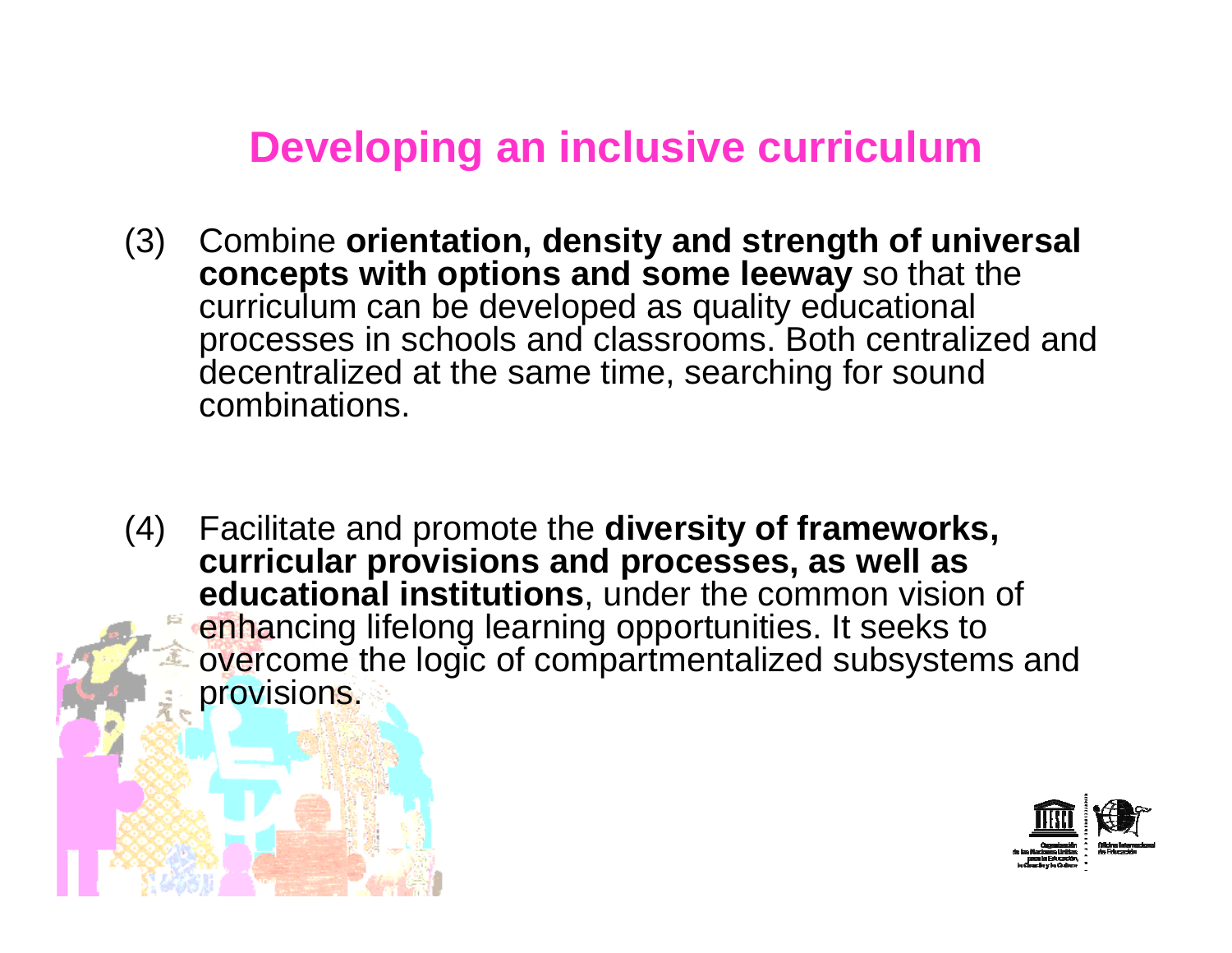# Developing an inclusive curriculum

(3) Combine **orientation, density and strength of universal concepts with options and some leeway** so that the curriculum can be developed as quality educational processes in schools and classrooms. Both centralized and decentralized at the same time, searching for sound combinations.

(4) Facilitate and promote the **diversity of frameworks, curricular provisions and processes, as well as educational institutions**, under the common vision of enhancing lifelong learning opportunities. It seeks to overcome the logic of compartmentalized subsystems and provisions.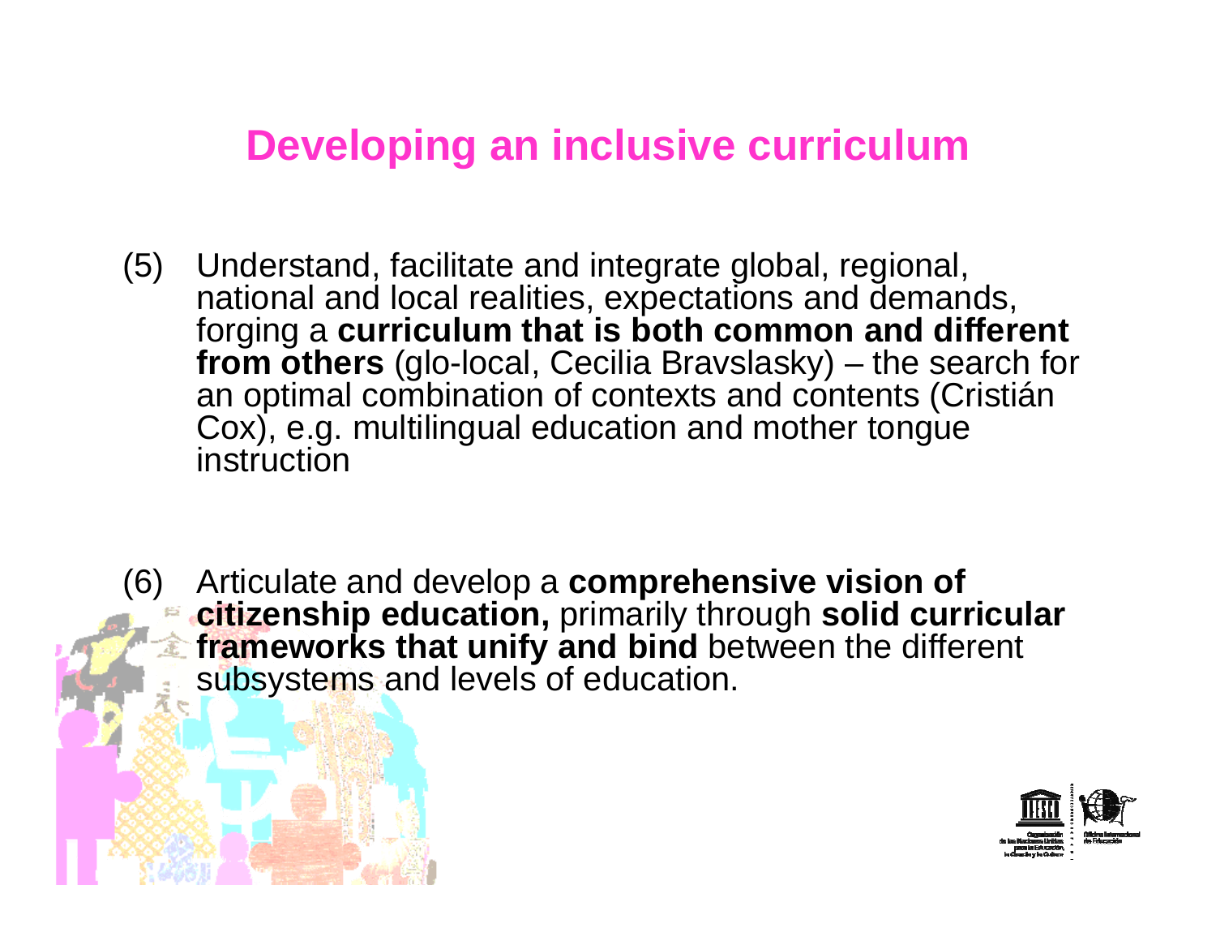# Developing an inclusive curriculum

(5) Understand, facilitate and integrate global, regional, national and local realities, expectations and demands, forging a **curriculum that is both common and different from others** (glo-local, Cecilia Bravslasky) – the search for an optimal combination of contexts and contents (Cristián Cox), e.g. multilingual education and mother tongue instruction

(6) Articulate and develop a **comprehensive vision of citizenship education,** primarily through **solid curricular frameworks that unify and bind** between the different subsystems and levels of education.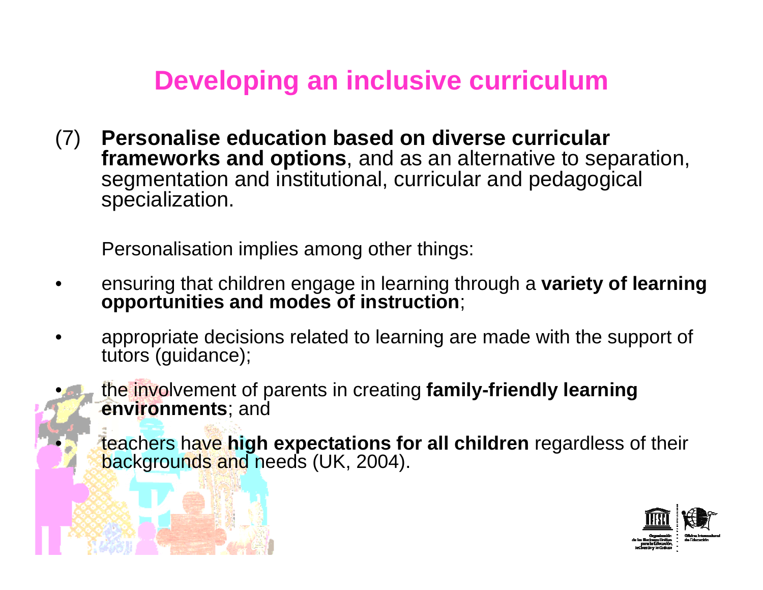# Developing an inclusive curriculum

(7) **Personalise education based on diverse curricular frameworks and options**, and as an alternative to separation, segmentation and institutional, curricular and pedagogical specialization.

Personalisation implies among other things:

- ensuring that children engage in learning through a **variety of learning opportunities and modes of instruction**;
- appropriate decisions related to learning are made with the support of tutors (guidance);
- the involvement of parents in creating **family-friendly learning environments**; and
- teachers have **high expectations for all children** regardless of their backgrounds and needs (UK, 2004).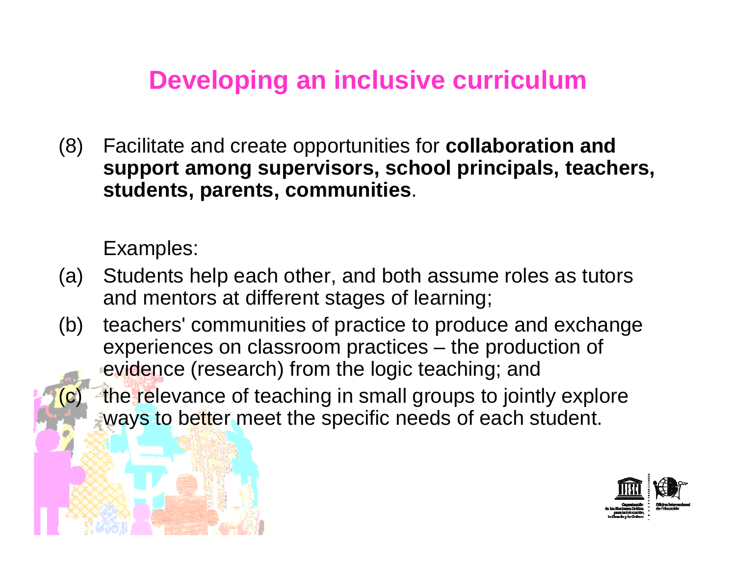# Developing an inclusive curriculum

(8) Facilitate and create opportunities for **collaboration and support among supervisors, school principals, teachers, students, parents, communities**.

Examples:

(a) Students help each other, and both assume roles as tutors and mentors at different stages of learning;

(b) teachers' communities of practice to produce and exchange experiences on classroom practices – the production of evidence (research) from the logic teaching; and

(c) the relevance of teaching in small groups to jointly explore ways to better meet the specific needs of each student.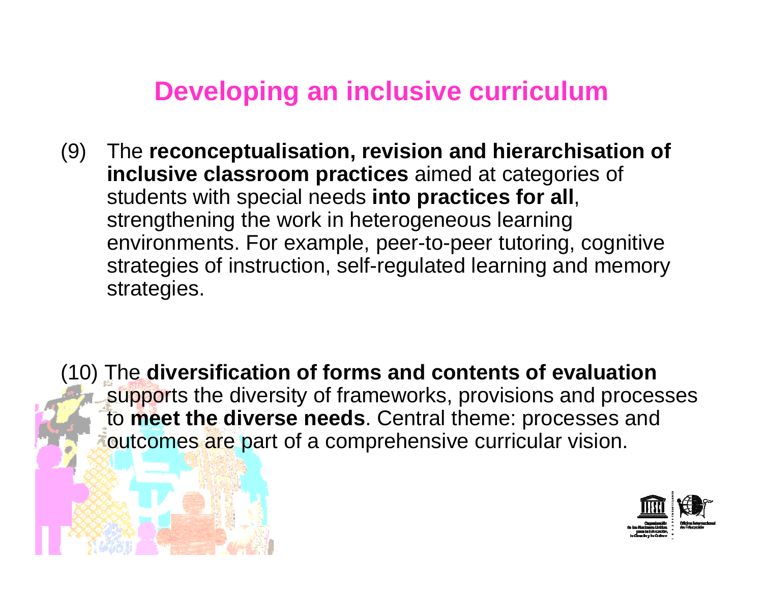# Developing an inclusive curriculum

(9) The **reconceptualisation, revision and hierarchisation of inclusive classroom practices** aimed at categories of students with special needs **into practices for all**, strengthening the work in heterogeneous learning environments. For example, peer-to-peer tutoring, cognitive strategies of instruction, self-regulated learning and memory strategies.

(10) The **diversification of forms and contents of evaluation** supports the diversity of frameworks, provisions and processes to **meet the diverse needs**. Central theme: processes and outcomes are part of a comprehensive curricular vision.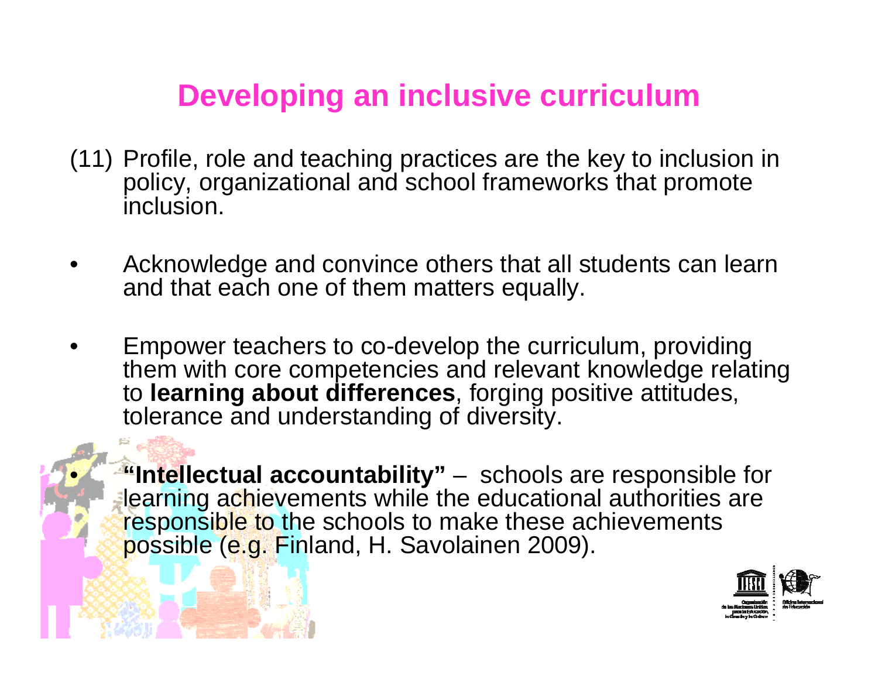# Developing an inclusive curriculum

(11) Profile, role and teaching practices are the key to inclusion in policy, organizational and school frameworks that promote inclusion.

- Acknowledge and convince others that all students can learn and that each one of them matters equally.
- Empower teachers to co-develop the curriculum, providing them with core competencies and relevant knowledge relating to **learning about differences**, forging positive attitudes, tolerance and understanding of diversity.
- **"Intellectual accountability"** – schools are responsible for learning achievements while the educational authorities are responsible to the schools to make these achievements possible (e.g. Finland, H. Savolainen 2009).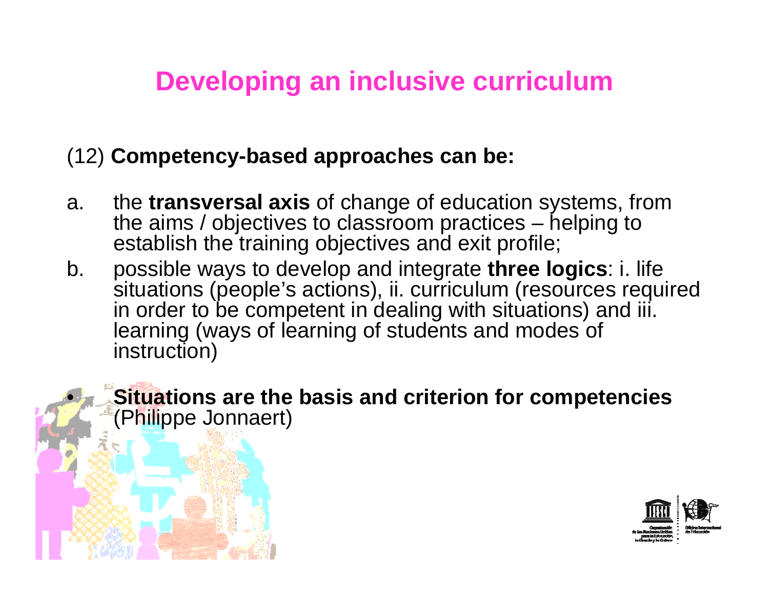# Developing an inclusive curriculum

(12) **Competency-based approaches can be:**

a. the **transversal axis** of change of education systems, from the aims / objectives to classroom practices – helping to establish the training objectives and exit profile;

b. possible ways to develop and integrate **three logics**: i. life situations (people's actions), ii. curriculum (resources required in order to be competent in dealing with situations) and iii. learning (ways of learning of students and modes of instruction)

- **Situations are the basis and criterion for competencies** (Philippe Jonnaert)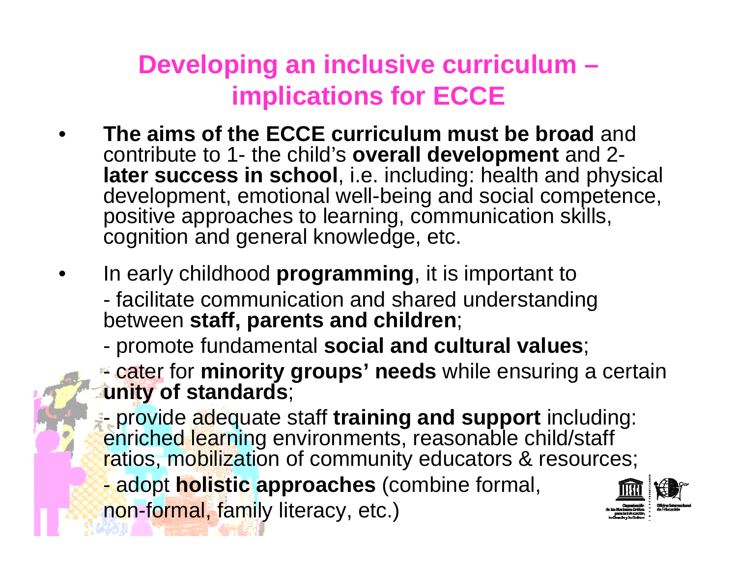# Developing an inclusive curriculum – implications for ECCE

- **The aims of the ECCE curriculum must be broad** and contribute to 1- the child's **overall development** and 2- **later success in school**, i.e. including: health and physical development, emotional well-being and social competence, positive approaches to learning, communication skills, cognition and general knowledge, etc.

- In early childhood **programming**, it is important to
  - facilitate communication and shared understanding between **staff, parents and children**;
  - promote fundamental **social and cultural values**;
  - cater for **minority groups' needs** while ensuring a certain **unity of standards**;
  - provide adequate staff **training and support** including: enriched learning environments, reasonable child/staff ratios, mobilization of community educators & resources;
  - adopt **holistic approaches** (combine formal, non-formal, family literacy, etc.)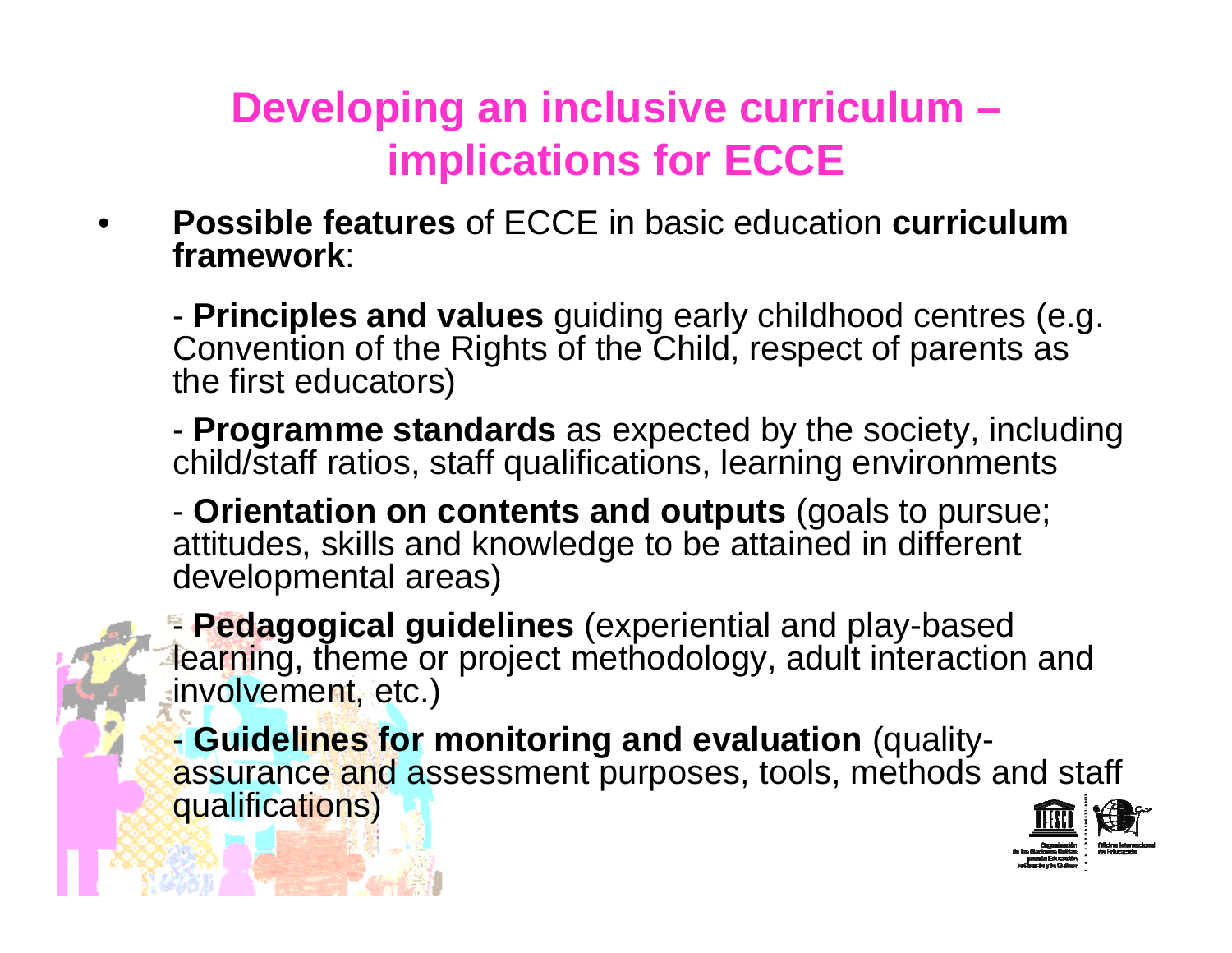# Developing an inclusive curriculum – implications for ECCE

- **Possible features** of ECCE in basic education **curriculum framework**:

  - **Principles and values** guiding early childhood centres (e.g. Convention of the Rights of the Child, respect of parents as the first educators)

  - **Programme standards** as expected by the society, including child/staff ratios, staff qualifications, learning environments

  - **Orientation on contents and outputs** (goals to pursue; attitudes, skills and knowledge to be attained in different developmental areas)

  - **Pedagogical guidelines** (experiential and play-based learning, theme or project methodology, adult interaction and involvement, etc.)

  - **Guidelines for monitoring and evaluation** (quality-assurance and assessment purposes, tools, methods and staff qualifications)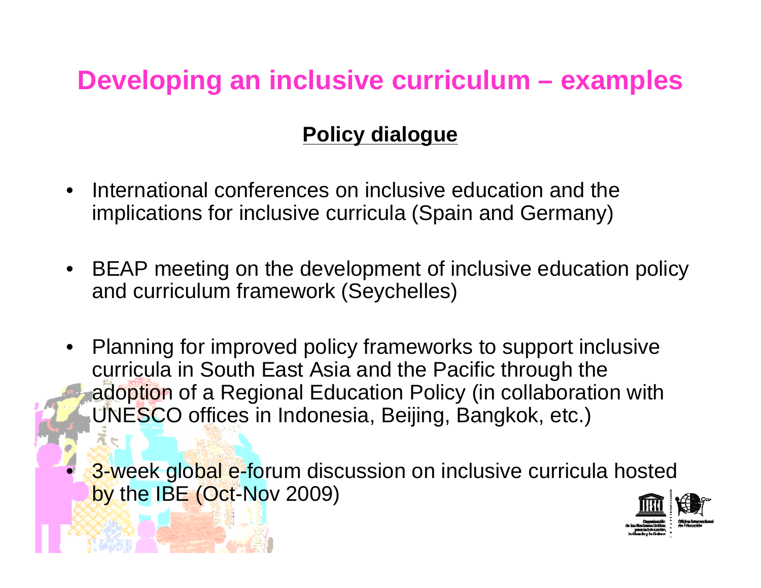# Developing an inclusive curriculum – examples

## Policy dialogue

- International conferences on inclusive education and the implications for inclusive curricula (Spain and Germany)
- BEAP meeting on the development of inclusive education policy and curriculum framework (Seychelles)
- Planning for improved policy frameworks to support inclusive curricula in South East Asia and the Pacific through the adoption of a Regional Education Policy (in collaboration with UNESCO offices in Indonesia, Beijing, Bangkok, etc.)
- 3-week global e-forum discussion on inclusive curricula hosted by the IBE (Oct-Nov 2009)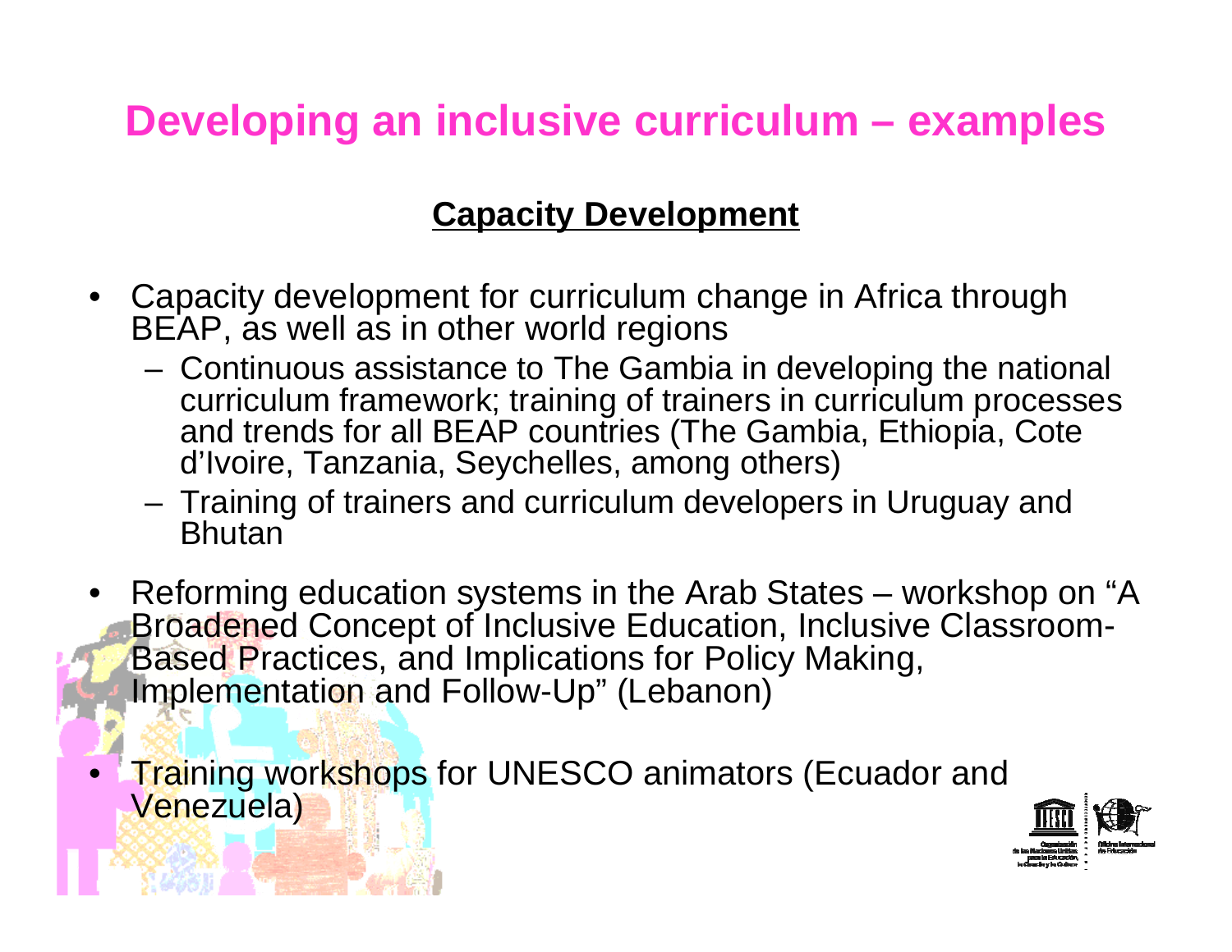# Developing an inclusive curriculum – examples

## Capacity Development

- Capacity development for curriculum change in Africa through BEAP, as well as in other world regions
  - Continuous assistance to The Gambia in developing the national curriculum framework; training of trainers in curriculum processes and trends for all BEAP countries (The Gambia, Ethiopia, Cote d'Ivoire, Tanzania, Seychelles, among others)
  - Training of trainers and curriculum developers in Uruguay and Bhutan
- Reforming education systems in the Arab States – workshop on "A Broadened Concept of Inclusive Education, Inclusive Classroom-Based Practices, and Implications for Policy Making, Implementation and Follow-Up" (Lebanon)
- Training workshops for UNESCO animators (Ecuador and Venezuela)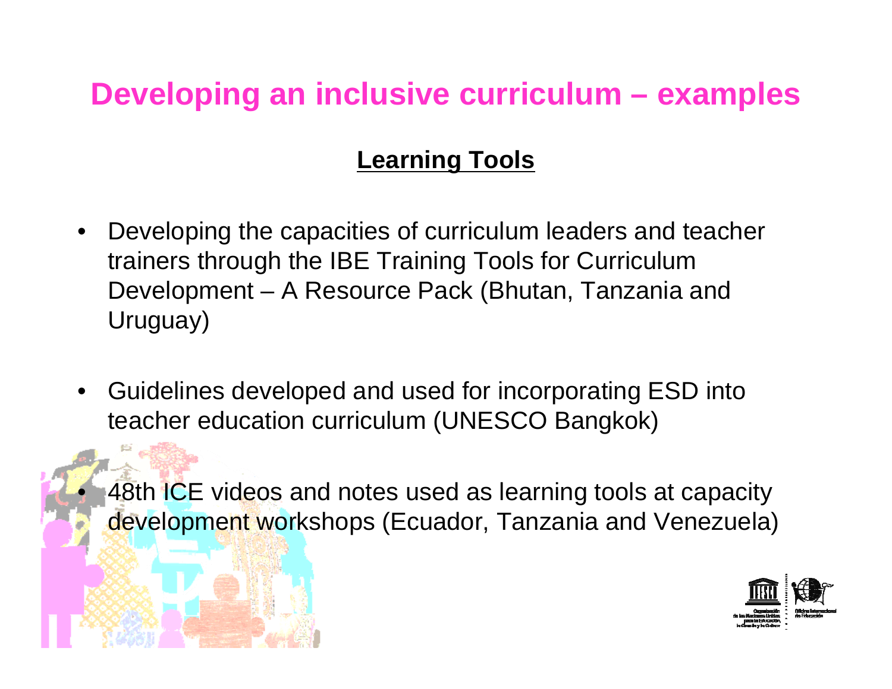# Developing an inclusive curriculum – examples

## Learning Tools

- Developing the capacities of curriculum leaders and teacher trainers through the IBE Training Tools for Curriculum Development – A Resource Pack (Bhutan, Tanzania and Uruguay)
- Guidelines developed and used for incorporating ESD into teacher education curriculum (UNESCO Bangkok)
- 48th ICE videos and notes used as learning tools at capacity development workshops (Ecuador, Tanzania and Venezuela)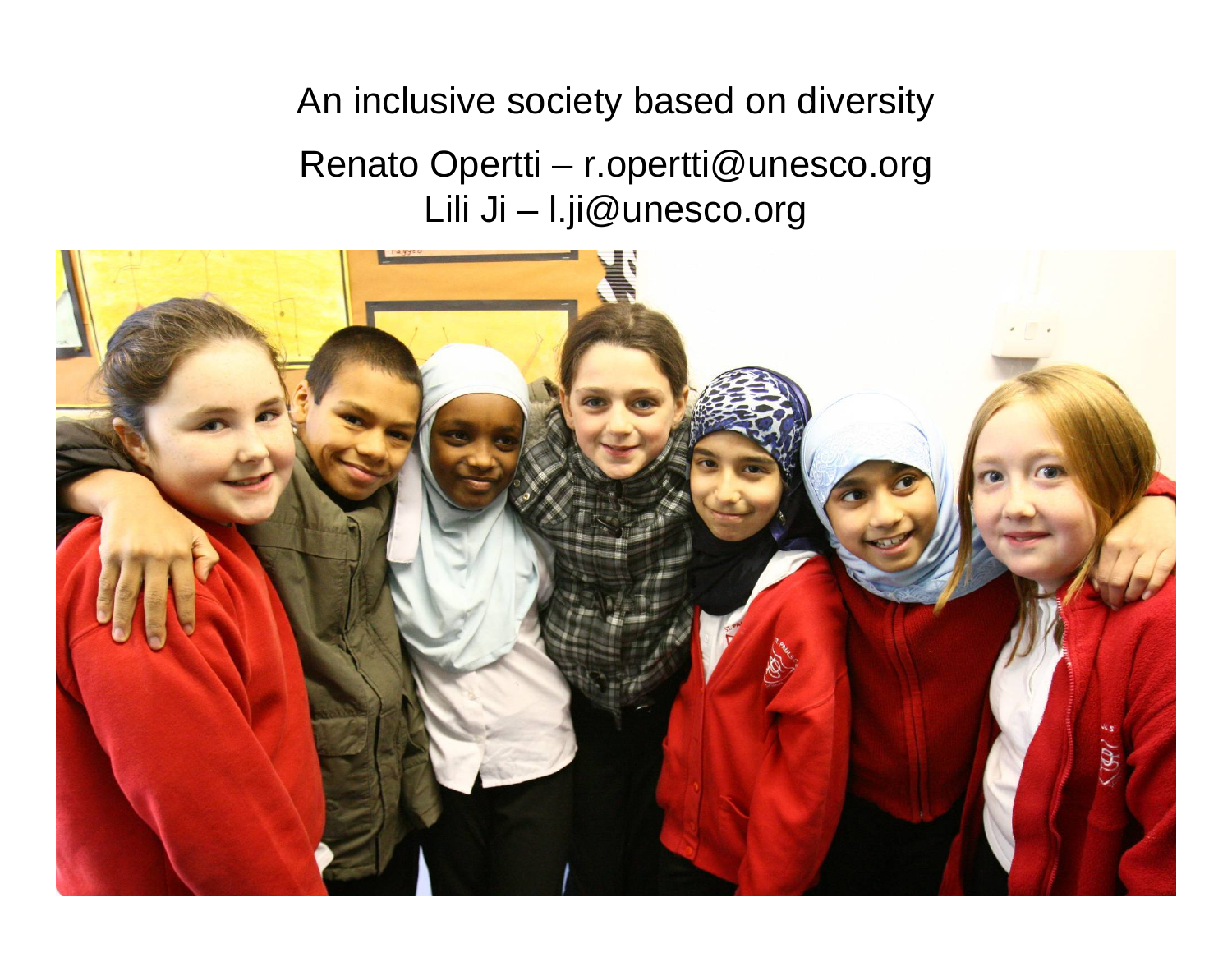An inclusive society based on diversity

Renato Opertti – r.opertti@unesco.org
Lili Ji – l.ji@unesco.org